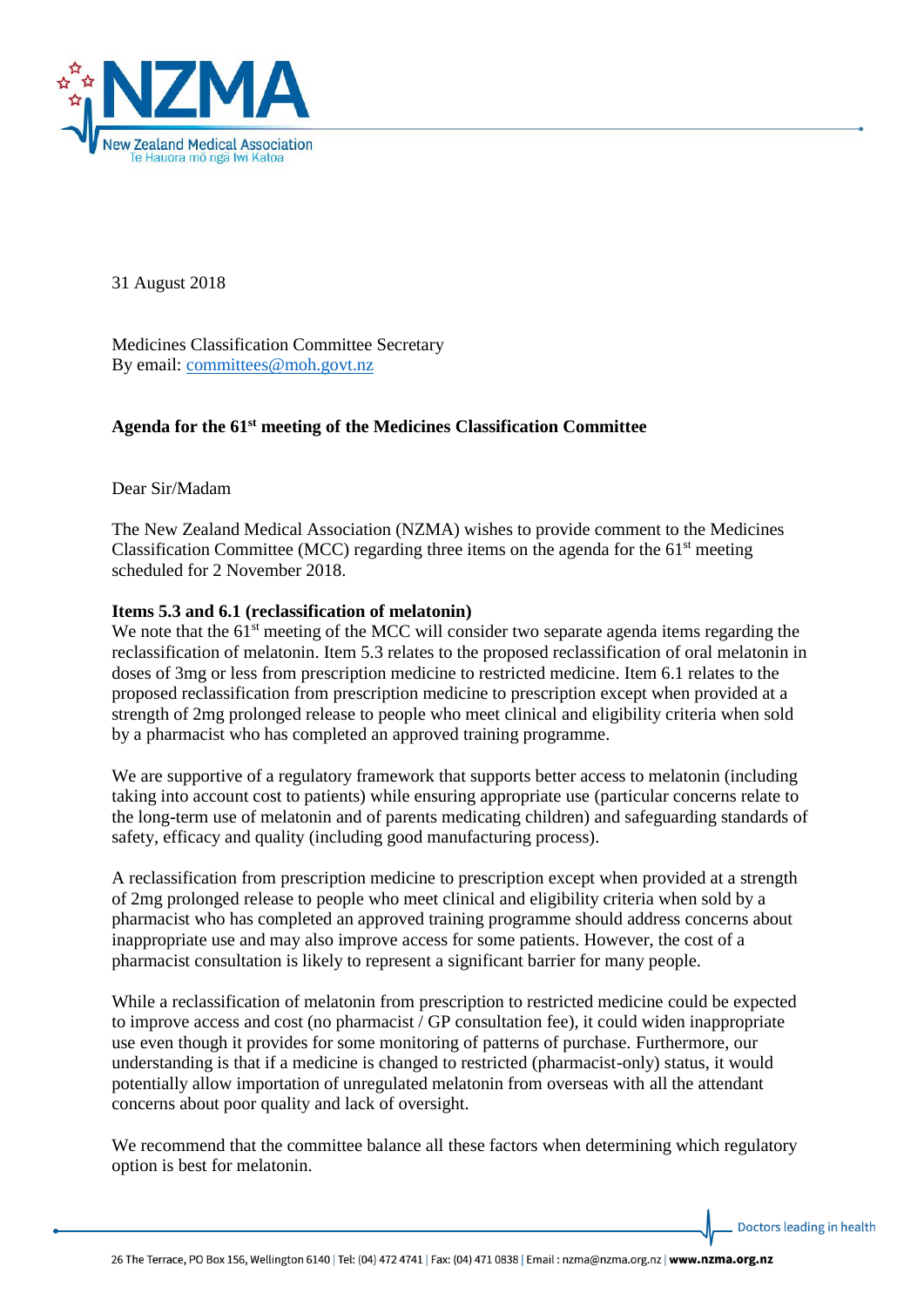31 August 2018

Medicines Classification Committee Secretary
By email: committees@moh.govt.nz

**Agenda for the 61st meeting of the Medicines Classification Committee**

Dear Sir/Madam

The New Zealand Medical Association (NZMA) wishes to provide comment to the Medicines Classification Committee (MCC) regarding three items on the agenda for the 61st meeting scheduled for 2 November 2018.

**Items 5.3 and 6.1 (reclassification of melatonin)**
We note that the 61st meeting of the MCC will consider two separate agenda items regarding the reclassification of melatonin. Item 5.3 relates to the proposed reclassification of oral melatonin in doses of 3mg or less from prescription medicine to restricted medicine. Item 6.1 relates to the proposed reclassification from prescription medicine to prescription except when provided at a strength of 2mg prolonged release to people who meet clinical and eligibility criteria when sold by a pharmacist who has completed an approved training programme.

We are supportive of a regulatory framework that supports better access to melatonin (including taking into account cost to patients) while ensuring appropriate use (particular concerns relate to the long-term use of melatonin and of parents medicating children) and safeguarding standards of safety, efficacy and quality (including good manufacturing process).

A reclassification from prescription medicine to prescription except when provided at a strength of 2mg prolonged release to people who meet clinical and eligibility criteria when sold by a pharmacist who has completed an approved training programme should address concerns about inappropriate use and may also improve access for some patients. However, the cost of a pharmacist consultation is likely to represent a significant barrier for many people.

While a reclassification of melatonin from prescription to restricted medicine could be expected to improve access and cost (no pharmacist / GP consultation fee), it could widen inappropriate use even though it provides for some monitoring of patterns of purchase. Furthermore, our understanding is that if a medicine is changed to restricted (pharmacist-only) status, it would potentially allow importation of unregulated melatonin from overseas with all the attendant concerns about poor quality and lack of oversight.

We recommend that the committee balance all these factors when determining which regulatory option is best for melatonin.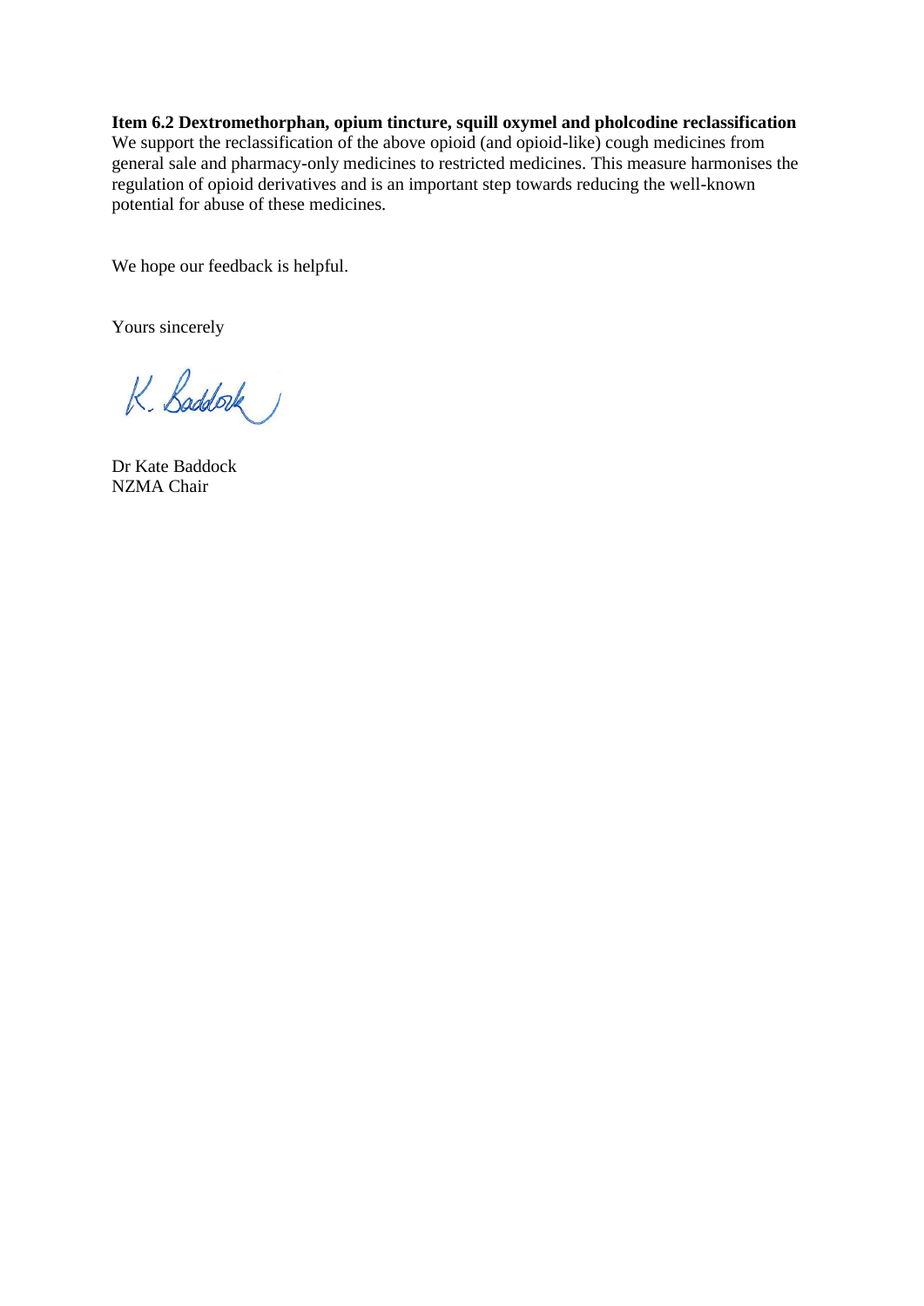**Item 6.2 Dextromethorphan, opium tincture, squill oxymel and pholcodine reclassification**
We support the reclassification of the above opioid (and opioid-like) cough medicines from general sale and pharmacy-only medicines to restricted medicines. This measure harmonises the regulation of opioid derivatives and is an important step towards reducing the well-known potential for abuse of these medicines.

We hope our feedback is helpful.

Yours sincerely

Dr Kate Baddock
NZMA Chair